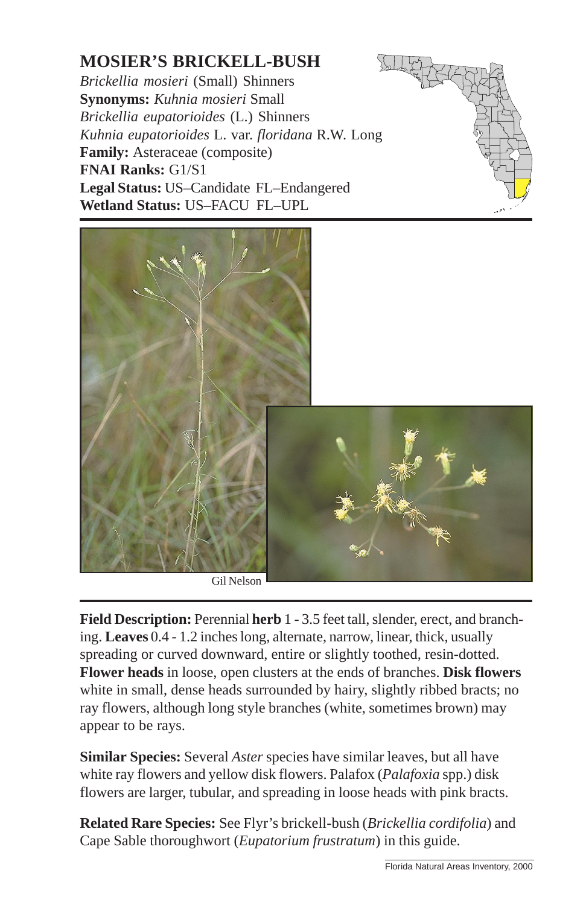# MOSIER'S BRICKELL-BUSH

*Brickellia mosieri* (Small) Shinners
**Synonyms:** *Kuhnia mosieri* Small
*Brickellia eupatorioides* (L.) Shinners
*Kuhnia eupatorioides* L. var. *floridana* R.W. Long
**Family:** Asteraceae (composite)
**FNAI Ranks:** G1/S1
**Legal Status:** US–Candidate FL–Endangered
**Wetland Status:** US–FACU FL–UPL

Gil Nelson

**Field Description:** Perennial **herb** 1 - 3.5 feet tall, slender, erect, and branching. **Leaves** 0.4 - 1.2 inches long, alternate, narrow, linear, thick, usually spreading or curved downward, entire or slightly toothed, resin-dotted. **Flower heads** in loose, open clusters at the ends of branches. **Disk flowers** white in small, dense heads surrounded by hairy, slightly ribbed bracts; no ray flowers, although long style branches (white, sometimes brown) may appear to be rays.

**Similar Species:** Several *Aster* species have similar leaves, but all have white ray flowers and yellow disk flowers. Palafox (*Palafoxia* spp.) disk flowers are larger, tubular, and spreading in loose heads with pink bracts.

**Related Rare Species:** See Flyr's brickell-bush (*Brickellia cordifolia*) and Cape Sable thoroughwort (*Eupatorium frustratum*) in this guide.

Florida Natural Areas Inventory, 2000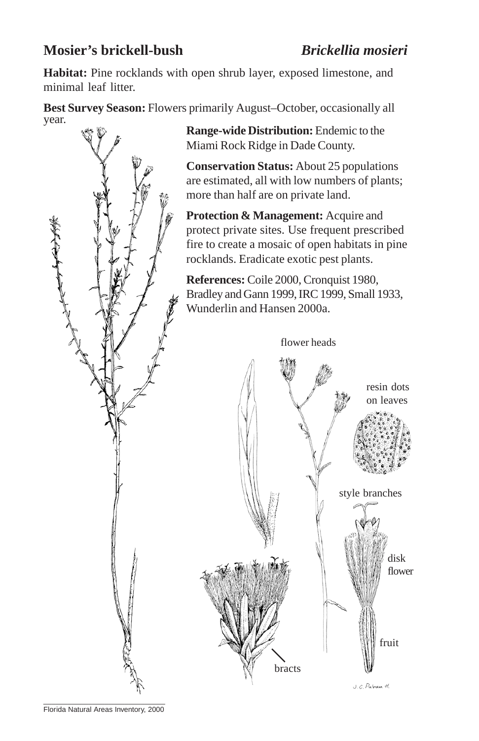# Mosier's brickell-bush *Brickellia mosieri*

**Habitat:** Pine rocklands with open shrub layer, exposed limestone, and minimal leaf litter.

**Best Survey Season:** Flowers primarily August–October, occasionally all year.

**Range-wide Distribution:** Endemic to the Miami Rock Ridge in Dade County.

**Conservation Status:** About 25 populations are estimated, all with low numbers of plants; more than half are on private land.

**Protection & Management:** Acquire and protect private sites. Use frequent prescribed fire to create a mosaic of open habitats in pine rocklands. Eradicate exotic pest plants.

**References:** Coile 2000, Cronquist 1980, Bradley and Gann 1999, IRC 1999, Small 1933, Wunderlin and Hansen 2000a.

flower heads

resin dots on leaves

style branches

disk flower

fruit

bracts

J. C. Putnam H.

Florida Natural Areas Inventory, 2000